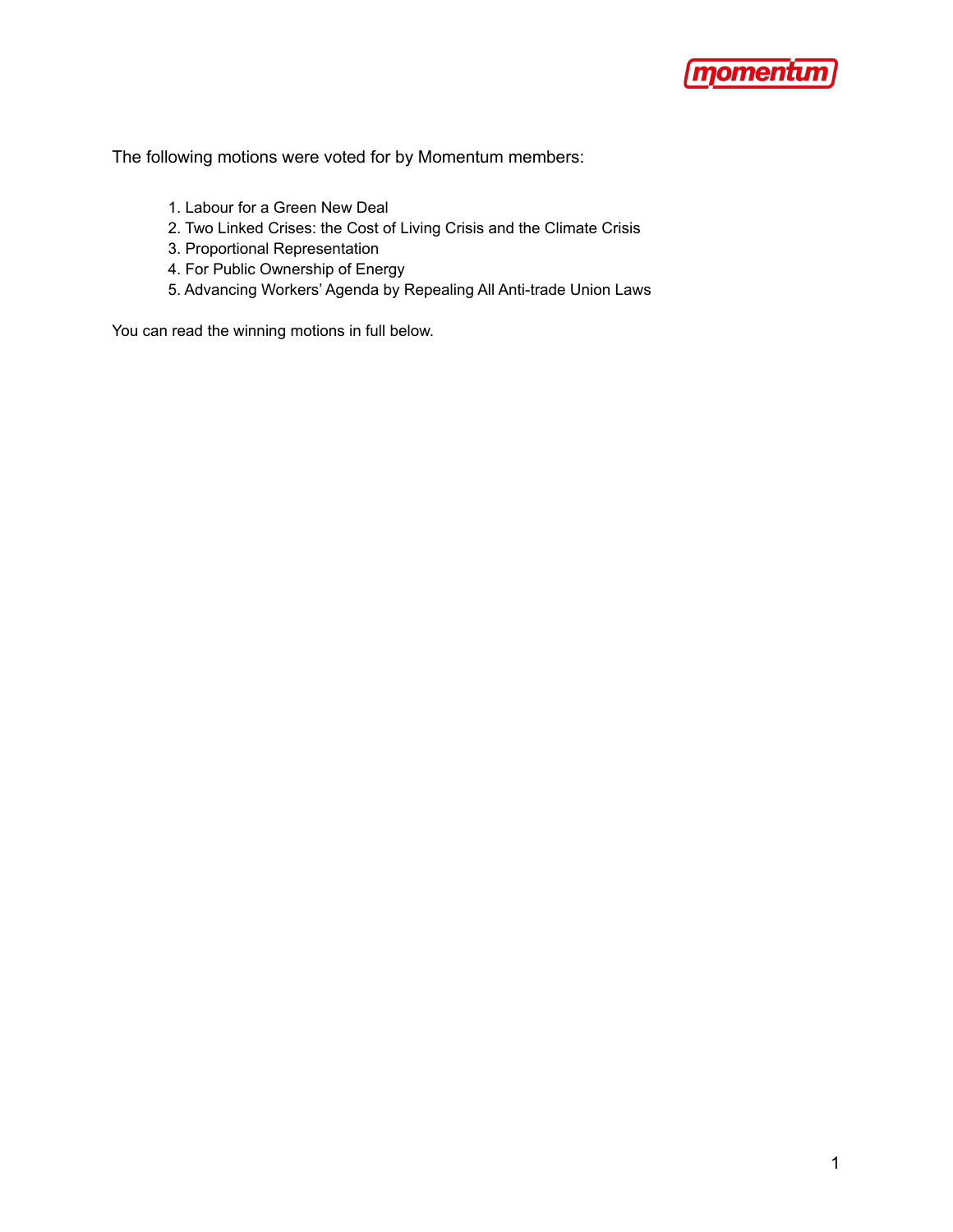The following motions were voted for by Momentum members:

1. Labour for a Green New Deal
2. Two Linked Crises: the Cost of Living Crisis and the Climate Crisis
3. Proportional Representation
4. For Public Ownership of Energy
5. Advancing Workers' Agenda by Repealing All Anti-trade Union Laws

You can read the winning motions in full below.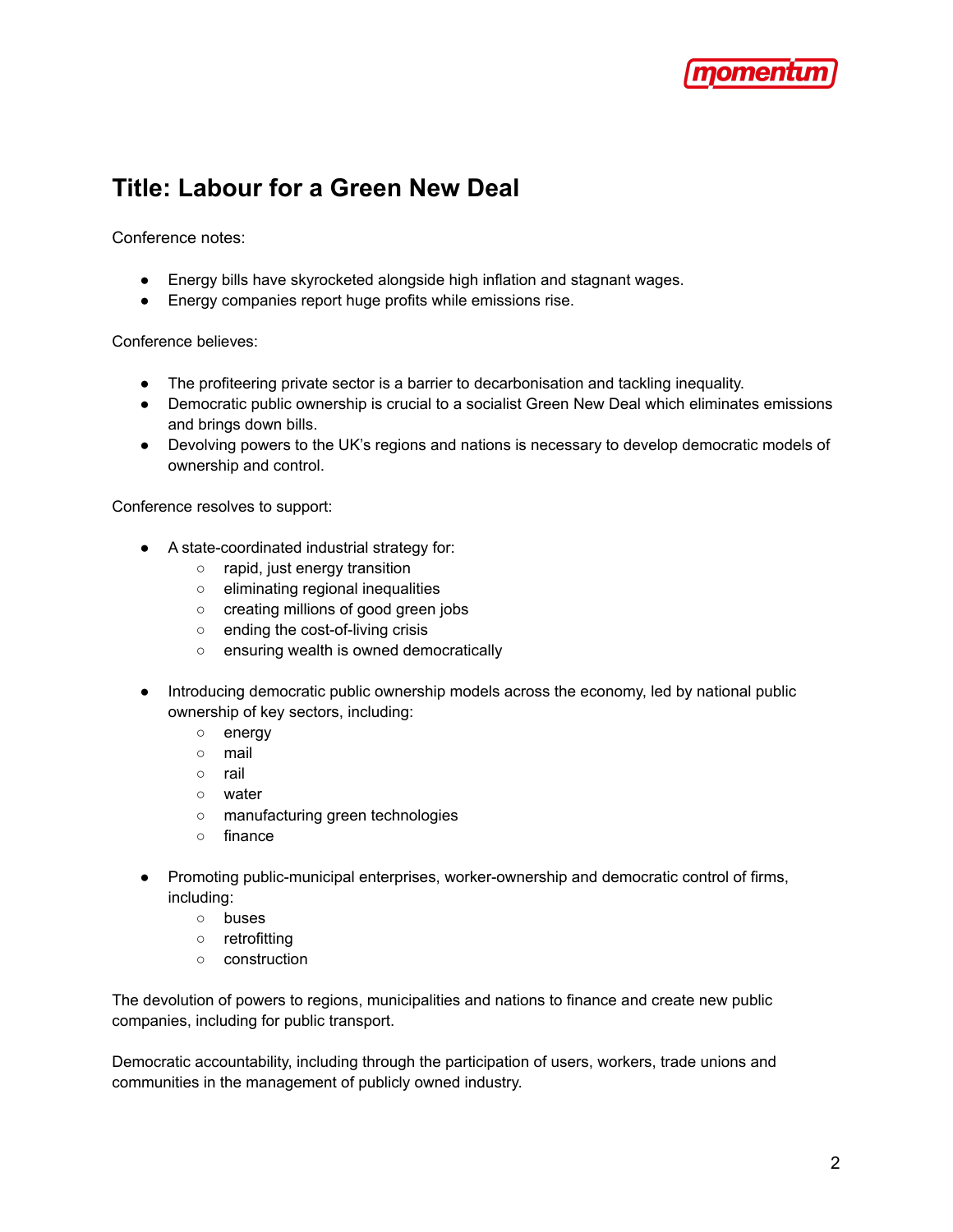## Title: Labour for a Green New Deal

Conference notes:

- Energy bills have skyrocketed alongside high inflation and stagnant wages.
- Energy companies report huge profits while emissions rise.

Conference believes:

- The profiteering private sector is a barrier to decarbonisation and tackling inequality.
- Democratic public ownership is crucial to a socialist Green New Deal which eliminates emissions and brings down bills.
- Devolving powers to the UK's regions and nations is necessary to develop democratic models of ownership and control.

Conference resolves to support:

- A state-coordinated industrial strategy for:
  - rapid, just energy transition
  - eliminating regional inequalities
  - creating millions of good green jobs
  - ending the cost-of-living crisis
  - ensuring wealth is owned democratically

- Introducing democratic public ownership models across the economy, led by national public ownership of key sectors, including:
  - energy
  - mail
  - rail
  - water
  - manufacturing green technologies
  - finance

- Promoting public-municipal enterprises, worker-ownership and democratic control of firms, including:
  - buses
  - retrofitting
  - construction

The devolution of powers to regions, municipalities and nations to finance and create new public companies, including for public transport.

Democratic accountability, including through the participation of users, workers, trade unions and communities in the management of publicly owned industry.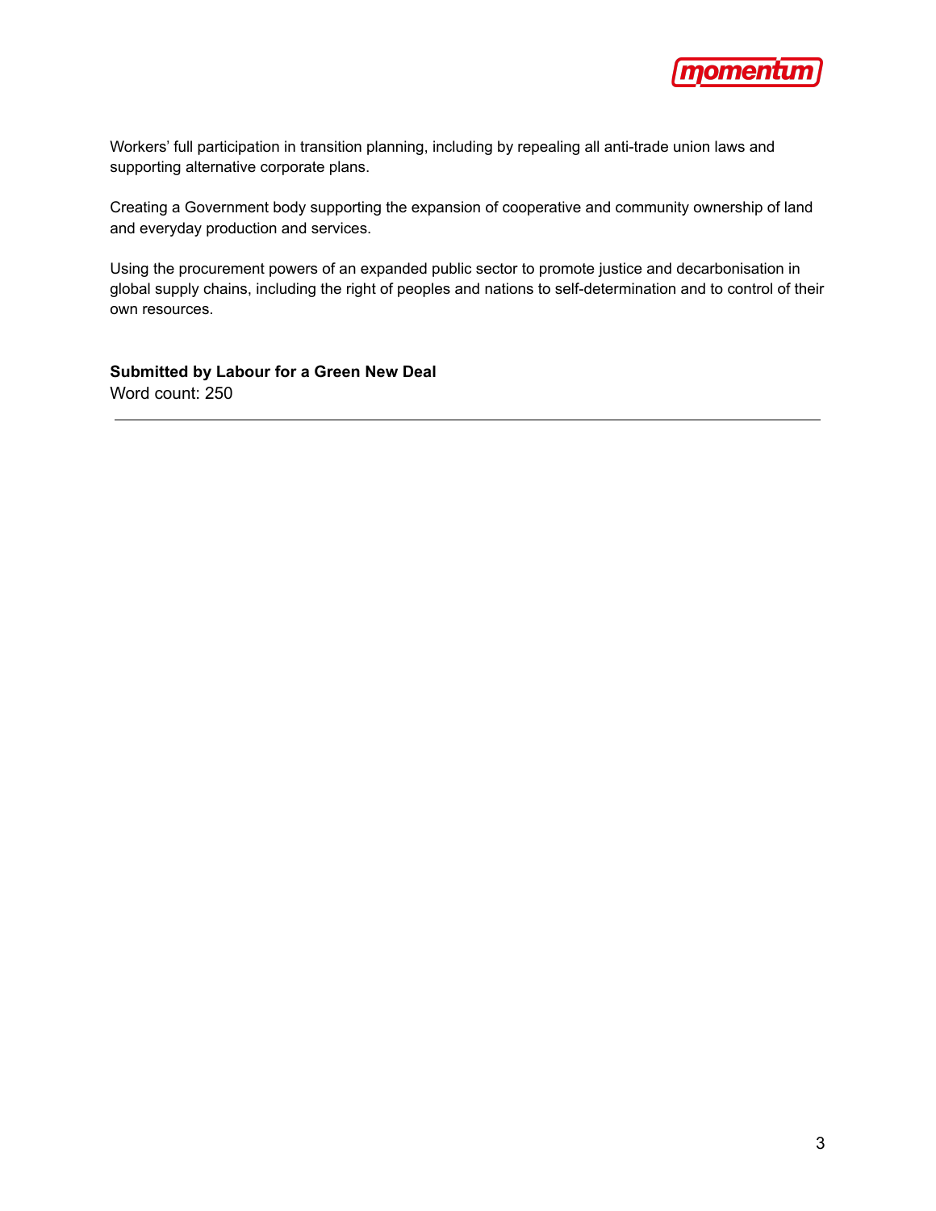Workers' full participation in transition planning, including by repealing all anti-trade union laws and supporting alternative corporate plans.

Creating a Government body supporting the expansion of cooperative and community ownership of land and everyday production and services.

Using the procurement powers of an expanded public sector to promote justice and decarbonisation in global supply chains, including the right of peoples and nations to self-determination and to control of their own resources.

**Submitted by Labour for a Green New Deal**
Word count: 250

---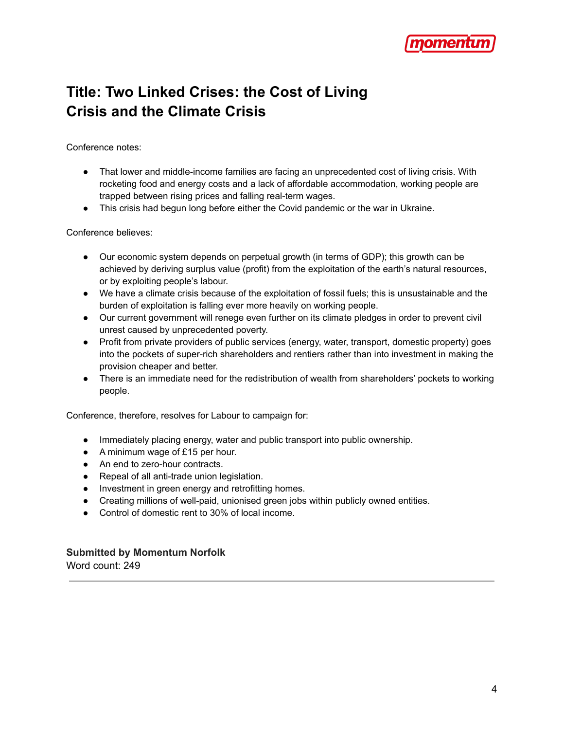# Title: Two Linked Crises: the Cost of Living Crisis and the Climate Crisis

Conference notes:

- That lower and middle-income families are facing an unprecedented cost of living crisis. With rocketing food and energy costs and a lack of affordable accommodation, working people are trapped between rising prices and falling real-term wages.
- This crisis had begun long before either the Covid pandemic or the war in Ukraine.

Conference believes:

- Our economic system depends on perpetual growth (in terms of GDP); this growth can be achieved by deriving surplus value (profit) from the exploitation of the earth's natural resources, or by exploiting people's labour.
- We have a climate crisis because of the exploitation of fossil fuels; this is unsustainable and the burden of exploitation is falling ever more heavily on working people.
- Our current government will renege even further on its climate pledges in order to prevent civil unrest caused by unprecedented poverty.
- Profit from private providers of public services (energy, water, transport, domestic property) goes into the pockets of super-rich shareholders and rentiers rather than into investment in making the provision cheaper and better.
- There is an immediate need for the redistribution of wealth from shareholders' pockets to working people.

Conference, therefore, resolves for Labour to campaign for:

- Immediately placing energy, water and public transport into public ownership.
- A minimum wage of £15 per hour.
- An end to zero-hour contracts.
- Repeal of all anti-trade union legislation.
- Investment in green energy and retrofitting homes.
- Creating millions of well-paid, unionised green jobs within publicly owned entities.
- Control of domestic rent to 30% of local income.

**Submitted by Momentum Norfolk**
Word count: 249

---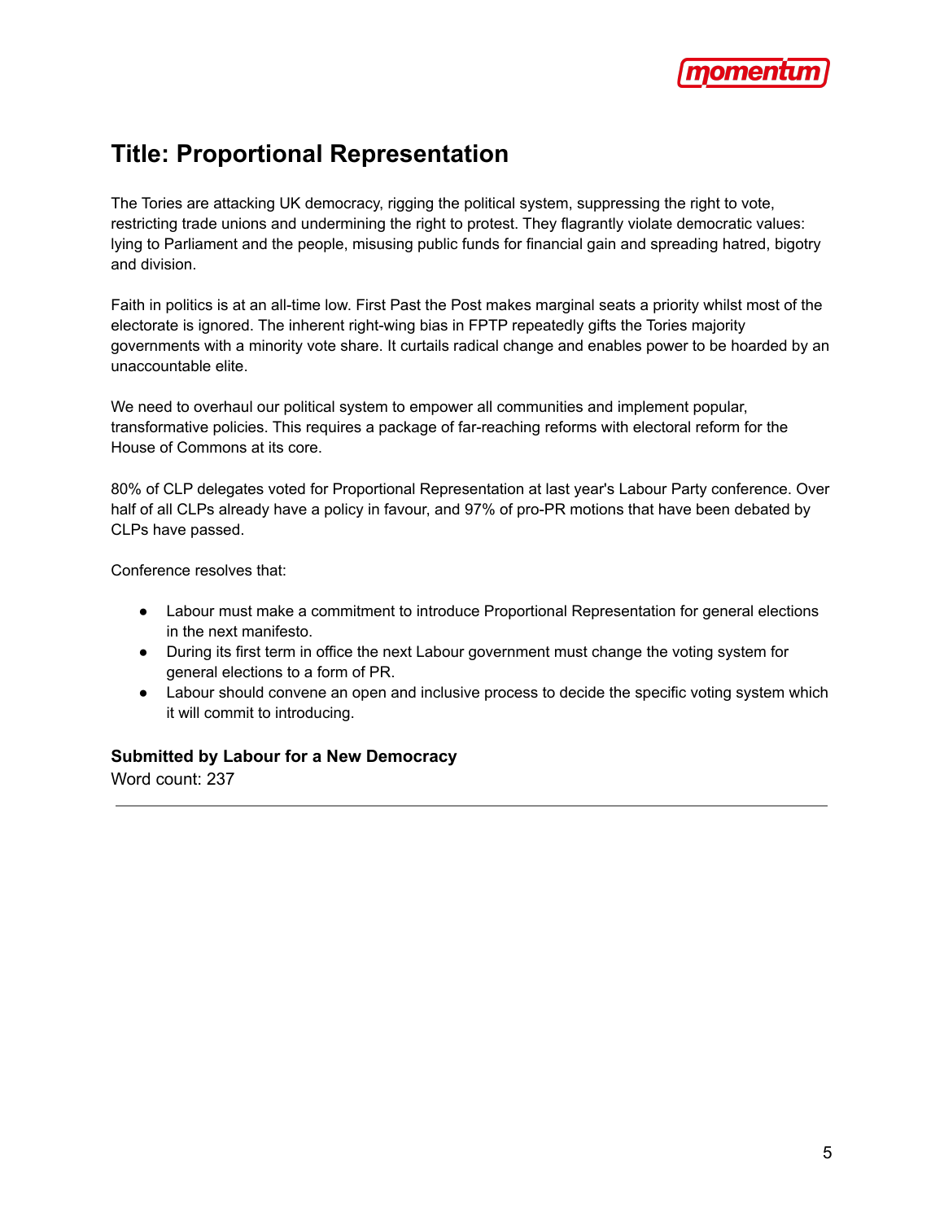# Title: Proportional Representation

The Tories are attacking UK democracy, rigging the political system, suppressing the right to vote, restricting trade unions and undermining the right to protest. They flagrantly violate democratic values: lying to Parliament and the people, misusing public funds for financial gain and spreading hatred, bigotry and division.

Faith in politics is at an all-time low. First Past the Post makes marginal seats a priority whilst most of the electorate is ignored. The inherent right-wing bias in FPTP repeatedly gifts the Tories majority governments with a minority vote share. It curtails radical change and enables power to be hoarded by an unaccountable elite.

We need to overhaul our political system to empower all communities and implement popular, transformative policies. This requires a package of far-reaching reforms with electoral reform for the House of Commons at its core.

80% of CLP delegates voted for Proportional Representation at last year's Labour Party conference. Over half of all CLPs already have a policy in favour, and 97% of pro-PR motions that have been debated by CLPs have passed.

Conference resolves that:

- Labour must make a commitment to introduce Proportional Representation for general elections in the next manifesto.
- During its first term in office the next Labour government must change the voting system for general elections to a form of PR.
- Labour should convene an open and inclusive process to decide the specific voting system which it will commit to introducing.

**Submitted by Labour for a New Democracy**
Word count: 237

---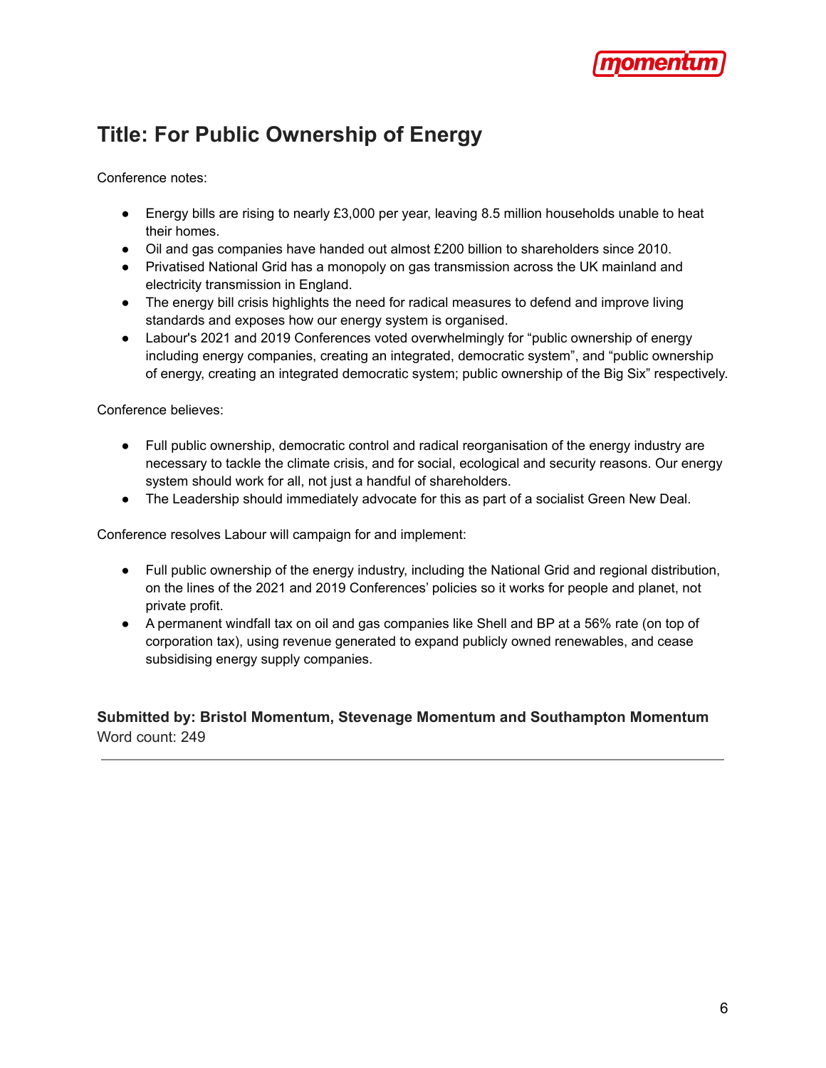## Title: For Public Ownership of Energy

Conference notes:

- Energy bills are rising to nearly £3,000 per year, leaving 8.5 million households unable to heat their homes.
- Oil and gas companies have handed out almost £200 billion to shareholders since 2010.
- Privatised National Grid has a monopoly on gas transmission across the UK mainland and electricity transmission in England.
- The energy bill crisis highlights the need for radical measures to defend and improve living standards and exposes how our energy system is organised.
- Labour's 2021 and 2019 Conferences voted overwhelmingly for "public ownership of energy including energy companies, creating an integrated, democratic system", and "public ownership of energy, creating an integrated democratic system; public ownership of the Big Six" respectively.

Conference believes:

- Full public ownership, democratic control and radical reorganisation of the energy industry are necessary to tackle the climate crisis, and for social, ecological and security reasons. Our energy system should work for all, not just a handful of shareholders.
- The Leadership should immediately advocate for this as part of a socialist Green New Deal.

Conference resolves Labour will campaign for and implement:

- Full public ownership of the energy industry, including the National Grid and regional distribution, on the lines of the 2021 and 2019 Conferences' policies so it works for people and planet, not private profit.
- A permanent windfall tax on oil and gas companies like Shell and BP at a 56% rate (on top of corporation tax), using revenue generated to expand publicly owned renewables, and cease subsidising energy supply companies.

**Submitted by: Bristol Momentum, Stevenage Momentum and Southampton Momentum**
Word count: 249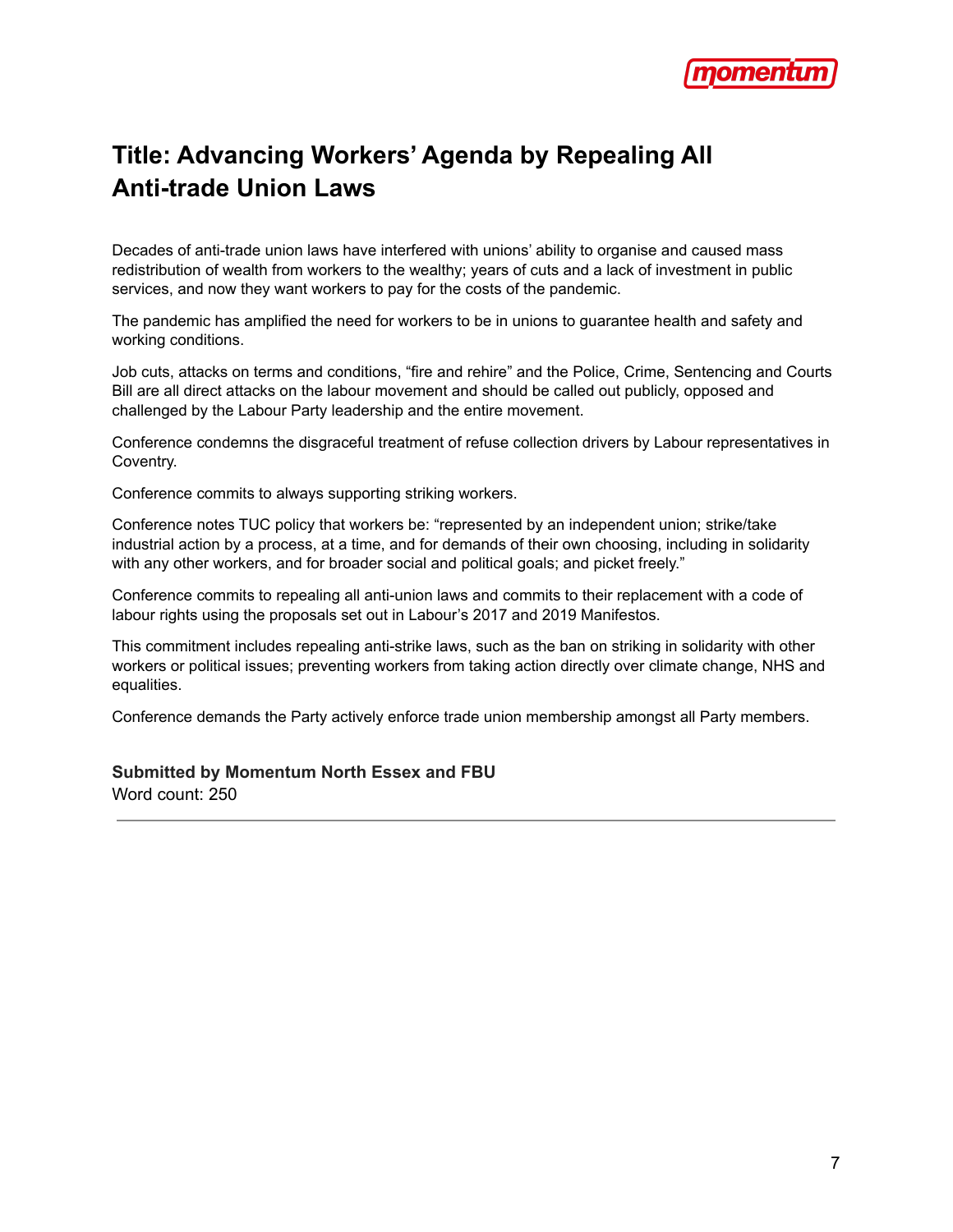# Title: Advancing Workers' Agenda by Repealing All Anti-trade Union Laws

Decades of anti-trade union laws have interfered with unions' ability to organise and caused mass redistribution of wealth from workers to the wealthy; years of cuts and a lack of investment in public services, and now they want workers to pay for the costs of the pandemic.

The pandemic has amplified the need for workers to be in unions to guarantee health and safety and working conditions.

Job cuts, attacks on terms and conditions, "fire and rehire" and the Police, Crime, Sentencing and Courts Bill are all direct attacks on the labour movement and should be called out publicly, opposed and challenged by the Labour Party leadership and the entire movement.

Conference condemns the disgraceful treatment of refuse collection drivers by Labour representatives in Coventry.

Conference commits to always supporting striking workers.

Conference notes TUC policy that workers be: "represented by an independent union; strike/take industrial action by a process, at a time, and for demands of their own choosing, including in solidarity with any other workers, and for broader social and political goals; and picket freely."

Conference commits to repealing all anti-union laws and commits to their replacement with a code of labour rights using the proposals set out in Labour's 2017 and 2019 Manifestos.

This commitment includes repealing anti-strike laws, such as the ban on striking in solidarity with other workers or political issues; preventing workers from taking action directly over climate change, NHS and equalities.

Conference demands the Party actively enforce trade union membership amongst all Party members.

**Submitted by Momentum North Essex and FBU**
Word count: 250